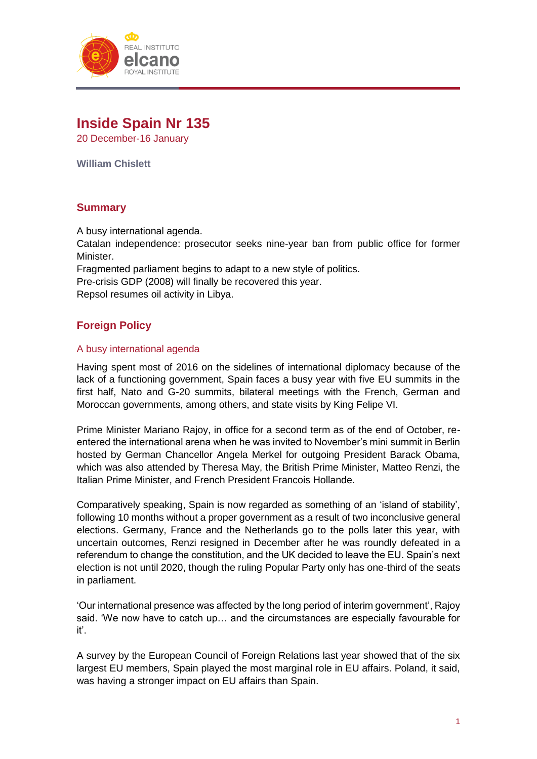# Inside Spain Nr 135

20 December-16 January

**William Chislett**

## Summary

A busy international agenda.
Catalan independence: prosecutor seeks nine-year ban from public office for former Minister.
Fragmented parliament begins to adapt to a new style of politics.
Pre-crisis GDP (2008) will finally be recovered this year.
Repsol resumes oil activity in Libya.

## Foreign Policy

### A busy international agenda

Having spent most of 2016 on the sidelines of international diplomacy because of the lack of a functioning government, Spain faces a busy year with five EU summits in the first half, Nato and G-20 summits, bilateral meetings with the French, German and Moroccan governments, among others, and state visits by King Felipe VI.

Prime Minister Mariano Rajoy, in office for a second term as of the end of October, re-entered the international arena when he was invited to November's mini summit in Berlin hosted by German Chancellor Angela Merkel for outgoing President Barack Obama, which was also attended by Theresa May, the British Prime Minister, Matteo Renzi, the Italian Prime Minister, and French President Francois Hollande.

Comparatively speaking, Spain is now regarded as something of an 'island of stability', following 10 months without a proper government as a result of two inconclusive general elections. Germany, France and the Netherlands go to the polls later this year, with uncertain outcomes, Renzi resigned in December after he was roundly defeated in a referendum to change the constitution, and the UK decided to leave the EU. Spain's next election is not until 2020, though the ruling Popular Party only has one-third of the seats in parliament.

'Our international presence was affected by the long period of interim government', Rajoy said. 'We now have to catch up… and the circumstances are especially favourable for it'.

A survey by the European Council of Foreign Relations last year showed that of the six largest EU members, Spain played the most marginal role in EU affairs. Poland, it said, was having a stronger impact on EU affairs than Spain.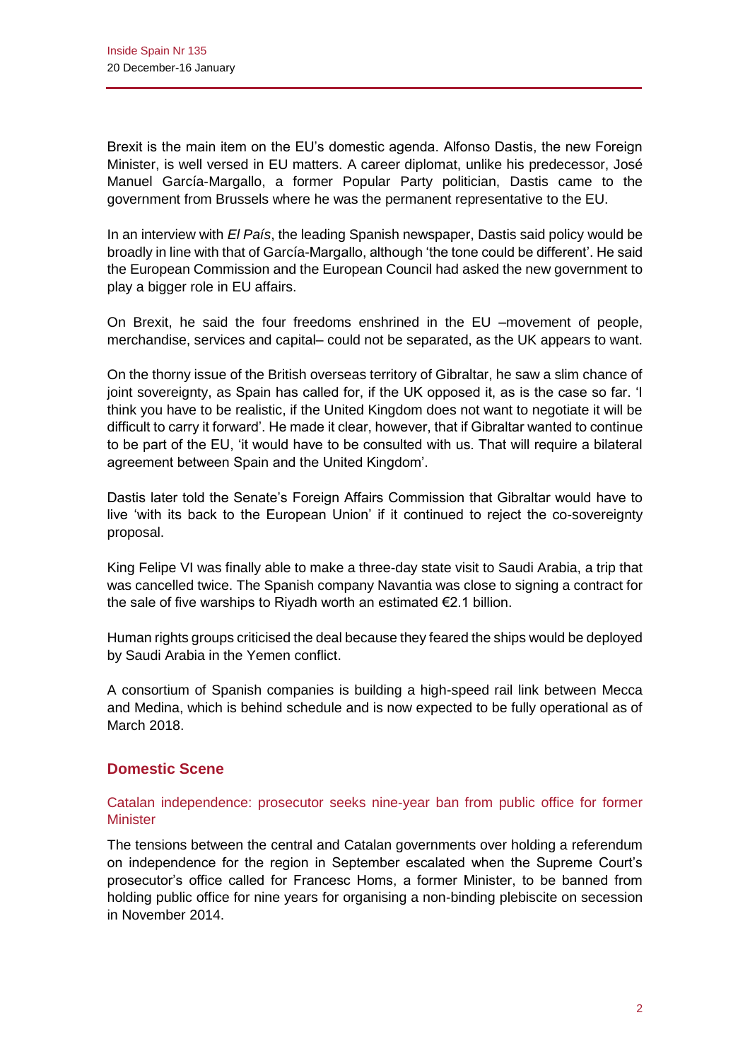Brexit is the main item on the EU's domestic agenda. Alfonso Dastis, the new Foreign Minister, is well versed in EU matters. A career diplomat, unlike his predecessor, José Manuel García-Margallo, a former Popular Party politician, Dastis came to the government from Brussels where he was the permanent representative to the EU.

In an interview with *El País*, the leading Spanish newspaper, Dastis said policy would be broadly in line with that of García-Margallo, although 'the tone could be different'. He said the European Commission and the European Council had asked the new government to play a bigger role in EU affairs.

On Brexit, he said the four freedoms enshrined in the EU –movement of people, merchandise, services and capital– could not be separated, as the UK appears to want.

On the thorny issue of the British overseas territory of Gibraltar, he saw a slim chance of joint sovereignty, as Spain has called for, if the UK opposed it, as is the case so far. 'I think you have to be realistic, if the United Kingdom does not want to negotiate it will be difficult to carry it forward'. He made it clear, however, that if Gibraltar wanted to continue to be part of the EU, 'it would have to be consulted with us. That will require a bilateral agreement between Spain and the United Kingdom'.

Dastis later told the Senate's Foreign Affairs Commission that Gibraltar would have to live 'with its back to the European Union' if it continued to reject the co-sovereignty proposal.

King Felipe VI was finally able to make a three-day state visit to Saudi Arabia, a trip that was cancelled twice. The Spanish company Navantia was close to signing a contract for the sale of five warships to Riyadh worth an estimated €2.1 billion.

Human rights groups criticised the deal because they feared the ships would be deployed by Saudi Arabia in the Yemen conflict.

A consortium of Spanish companies is building a high-speed rail link between Mecca and Medina, which is behind schedule and is now expected to be fully operational as of March 2018.

## Domestic Scene

### Catalan independence: prosecutor seeks nine-year ban from public office for former Minister

The tensions between the central and Catalan governments over holding a referendum on independence for the region in September escalated when the Supreme Court's prosecutor's office called for Francesc Homs, a former Minister, to be banned from holding public office for nine years for organising a non-binding plebiscite on secession in November 2014.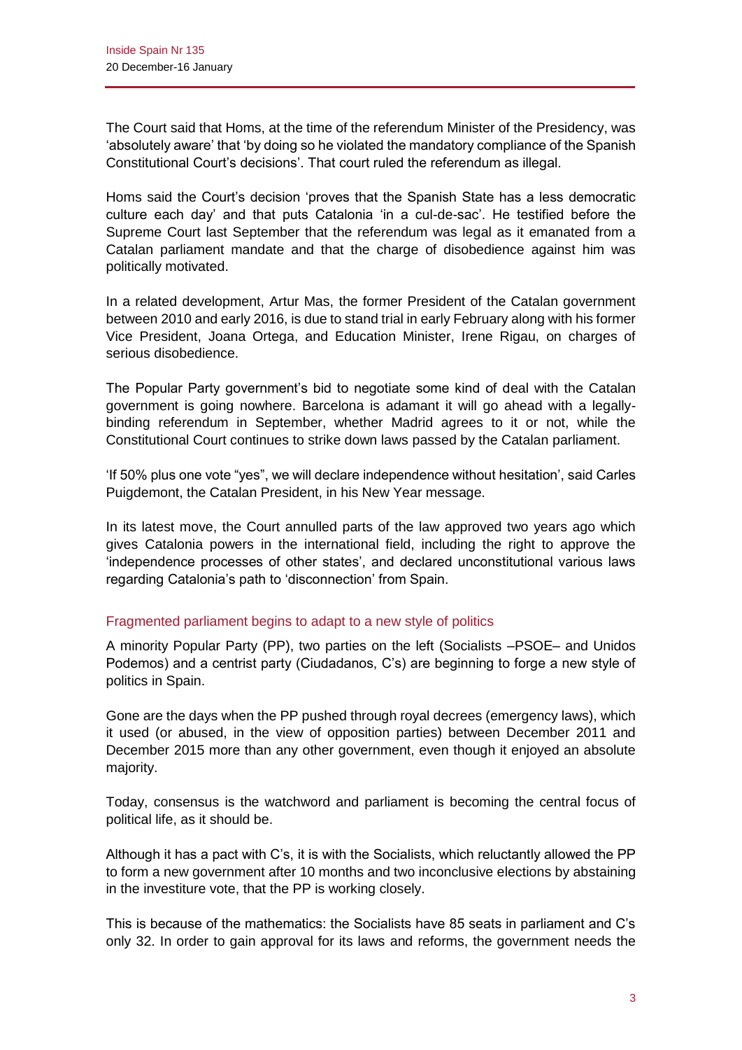The Court said that Homs, at the time of the referendum Minister of the Presidency, was 'absolutely aware' that 'by doing so he violated the mandatory compliance of the Spanish Constitutional Court's decisions'. That court ruled the referendum as illegal.

Homs said the Court's decision 'proves that the Spanish State has a less democratic culture each day' and that puts Catalonia 'in a cul-de-sac'. He testified before the Supreme Court last September that the referendum was legal as it emanated from a Catalan parliament mandate and that the charge of disobedience against him was politically motivated.

In a related development, Artur Mas, the former President of the Catalan government between 2010 and early 2016, is due to stand trial in early February along with his former Vice President, Joana Ortega, and Education Minister, Irene Rigau, on charges of serious disobedience.

The Popular Party government's bid to negotiate some kind of deal with the Catalan government is going nowhere. Barcelona is adamant it will go ahead with a legally-binding referendum in September, whether Madrid agrees to it or not, while the Constitutional Court continues to strike down laws passed by the Catalan parliament.

'If 50% plus one vote "yes", we will declare independence without hesitation', said Carles Puigdemont, the Catalan President, in his New Year message.

In its latest move, the Court annulled parts of the law approved two years ago which gives Catalonia powers in the international field, including the right to approve the 'independence processes of other states', and declared unconstitutional various laws regarding Catalonia's path to 'disconnection' from Spain.

## Fragmented parliament begins to adapt to a new style of politics

A minority Popular Party (PP), two parties on the left (Socialists –PSOE– and Unidos Podemos) and a centrist party (Ciudadanos, C's) are beginning to forge a new style of politics in Spain.

Gone are the days when the PP pushed through royal decrees (emergency laws), which it used (or abused, in the view of opposition parties) between December 2011 and December 2015 more than any other government, even though it enjoyed an absolute majority.

Today, consensus is the watchword and parliament is becoming the central focus of political life, as it should be.

Although it has a pact with C's, it is with the Socialists, which reluctantly allowed the PP to form a new government after 10 months and two inconclusive elections by abstaining in the investiture vote, that the PP is working closely.

This is because of the mathematics: the Socialists have 85 seats in parliament and C's only 32. In order to gain approval for its laws and reforms, the government needs the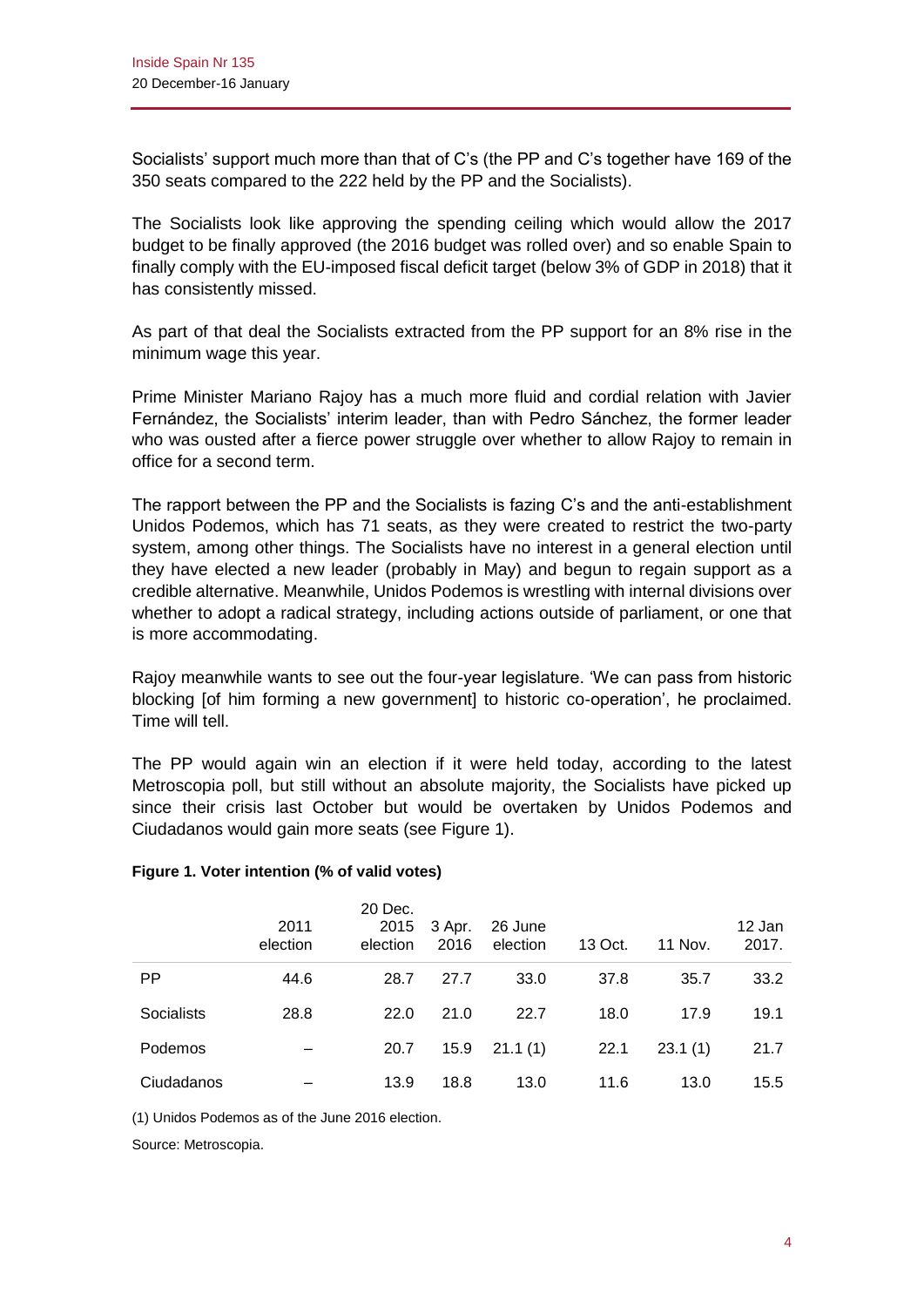Socialists' support much more than that of C's (the PP and C's together have 169 of the 350 seats compared to the 222 held by the PP and the Socialists).

The Socialists look like approving the spending ceiling which would allow the 2017 budget to be finally approved (the 2016 budget was rolled over) and so enable Spain to finally comply with the EU-imposed fiscal deficit target (below 3% of GDP in 2018) that it has consistently missed.

As part of that deal the Socialists extracted from the PP support for an 8% rise in the minimum wage this year.

Prime Minister Mariano Rajoy has a much more fluid and cordial relation with Javier Fernández, the Socialists' interim leader, than with Pedro Sánchez, the former leader who was ousted after a fierce power struggle over whether to allow Rajoy to remain in office for a second term.

The rapport between the PP and the Socialists is fazing C's and the anti-establishment Unidos Podemos, which has 71 seats, as they were created to restrict the two-party system, among other things. The Socialists have no interest in a general election until they have elected a new leader (probably in May) and begun to regain support as a credible alternative. Meanwhile, Unidos Podemos is wrestling with internal divisions over whether to adopt a radical strategy, including actions outside of parliament, or one that is more accommodating.

Rajoy meanwhile wants to see out the four-year legislature. 'We can pass from historic blocking [of him forming a new government] to historic co-operation', he proclaimed. Time will tell.

The PP would again win an election if it were held today, according to the latest Metroscopia poll, but still without an absolute majority, the Socialists have picked up since their crisis last October but would be overtaken by Unidos Podemos and Ciudadanos would gain more seats (see Figure 1).

**Figure 1. Voter intention (% of valid votes)**

| | 2011 election | 20 Dec. 2015 election | 3 Apr. 2016 | 26 June election | 13 Oct. | 11 Nov. | 12 Jan 2017. |
|---|---|---|---|---|---|---|---|
| PP | 44.6 | 28.7 | 27.7 | 33.0 | 37.8 | 35.7 | 33.2 |
| Socialists | 28.8 | 22.0 | 21.0 | 22.7 | 18.0 | 17.9 | 19.1 |
| Podemos | – | 20.7 | 15.9 | 21.1 (1) | 22.1 | 23.1 (1) | 21.7 |
| Ciudadanos | – | 13.9 | 18.8 | 13.0 | 11.6 | 13.0 | 15.5 |

(1) Unidos Podemos as of the June 2016 election.

Source: Metroscopia.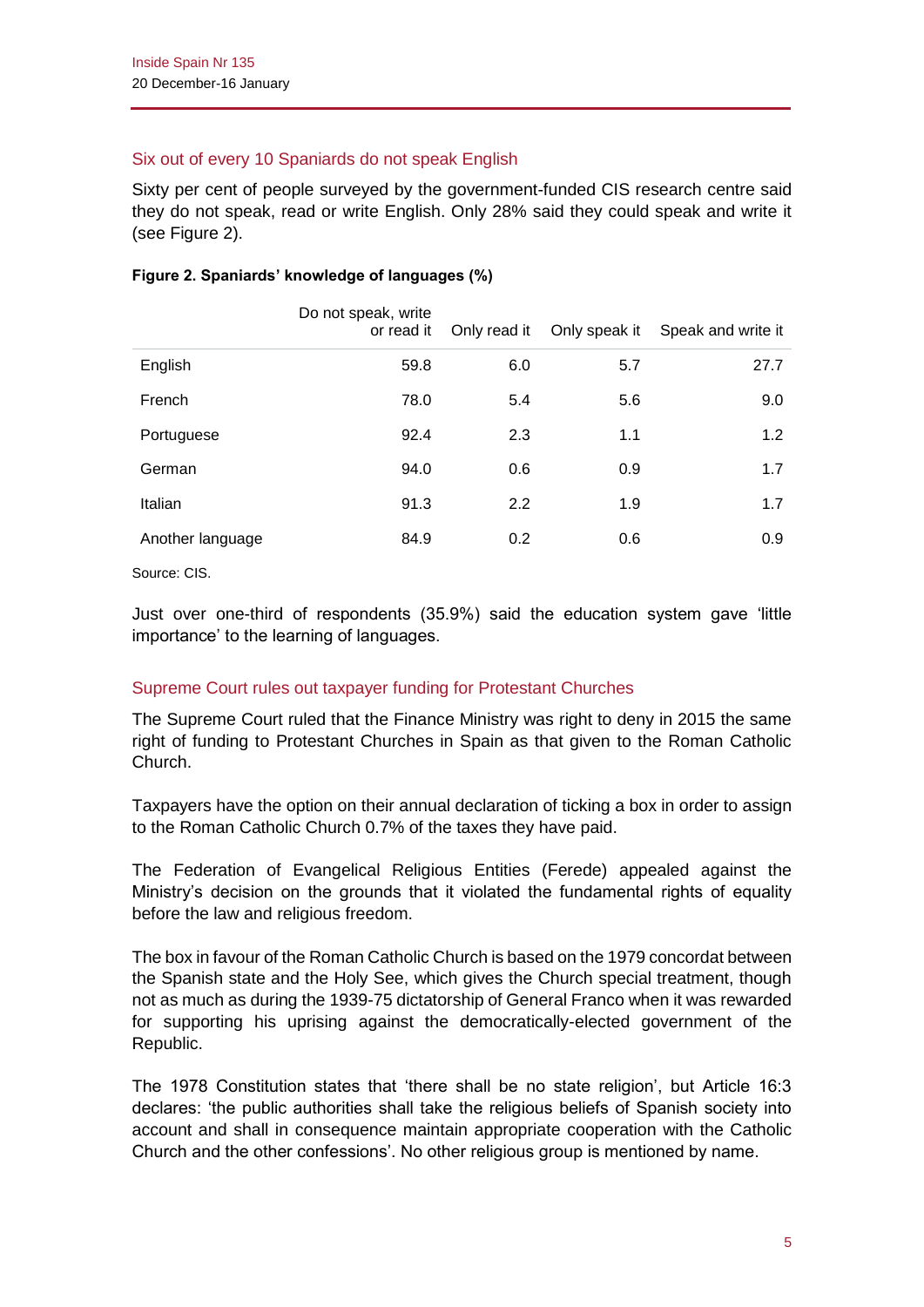## Six out of every 10 Spaniards do not speak English

Sixty per cent of people surveyed by the government-funded CIS research centre said they do not speak, read or write English. Only 28% said they could speak and write it (see Figure 2).

**Figure 2. Spaniards' knowledge of languages (%)**

| | Do not speak, write or read it | Only read it | Only speak it | Speak and write it |
|---|---|---|---|---|
| English | 59.8 | 6.0 | 5.7 | 27.7 |
| French | 78.0 | 5.4 | 5.6 | 9.0 |
| Portuguese | 92.4 | 2.3 | 1.1 | 1.2 |
| German | 94.0 | 0.6 | 0.9 | 1.7 |
| Italian | 91.3 | 2.2 | 1.9 | 1.7 |
| Another language | 84.9 | 0.2 | 0.6 | 0.9 |

Source: CIS.

Just over one-third of respondents (35.9%) said the education system gave 'little importance' to the learning of languages.

## Supreme Court rules out taxpayer funding for Protestant Churches

The Supreme Court ruled that the Finance Ministry was right to deny in 2015 the same right of funding to Protestant Churches in Spain as that given to the Roman Catholic Church.

Taxpayers have the option on their annual declaration of ticking a box in order to assign to the Roman Catholic Church 0.7% of the taxes they have paid.

The Federation of Evangelical Religious Entities (Ferede) appealed against the Ministry's decision on the grounds that it violated the fundamental rights of equality before the law and religious freedom.

The box in favour of the Roman Catholic Church is based on the 1979 concordat between the Spanish state and the Holy See, which gives the Church special treatment, though not as much as during the 1939-75 dictatorship of General Franco when it was rewarded for supporting his uprising against the democratically-elected government of the Republic.

The 1978 Constitution states that 'there shall be no state religion', but Article 16:3 declares: 'the public authorities shall take the religious beliefs of Spanish society into account and shall in consequence maintain appropriate cooperation with the Catholic Church and the other confessions'. No other religious group is mentioned by name.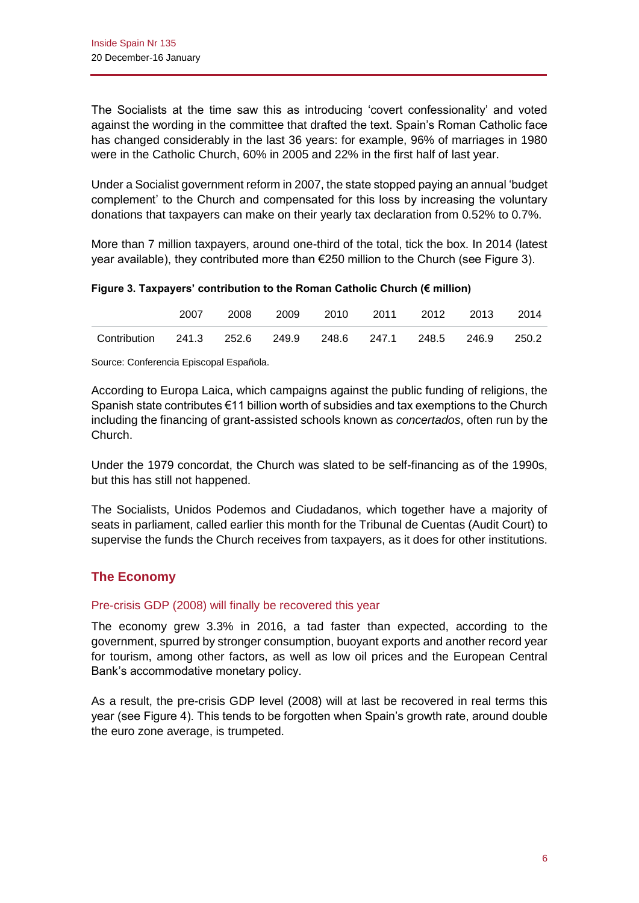The Socialists at the time saw this as introducing 'covert confessionality' and voted against the wording in the committee that drafted the text. Spain's Roman Catholic face has changed considerably in the last 36 years: for example, 96% of marriages in 1980 were in the Catholic Church, 60% in 2005 and 22% in the first half of last year.

Under a Socialist government reform in 2007, the state stopped paying an annual 'budget complement' to the Church and compensated for this loss by increasing the voluntary donations that taxpayers can make on their yearly tax declaration from 0.52% to 0.7%.

More than 7 million taxpayers, around one-third of the total, tick the box. In 2014 (latest year available), they contributed more than €250 million to the Church (see Figure 3).

**Figure 3. Taxpayers' contribution to the Roman Catholic Church (€ million)**

| | 2007 | 2008 | 2009 | 2010 | 2011 | 2012 | 2013 | 2014 |
|---|---|---|---|---|---|---|---|---|
| Contribution | 241.3 | 252.6 | 249.9 | 248.6 | 247.1 | 248.5 | 246.9 | 250.2 |

Source: Conferencia Episcopal Española.

According to Europa Laica, which campaigns against the public funding of religions, the Spanish state contributes €11 billion worth of subsidies and tax exemptions to the Church including the financing of grant-assisted schools known as *concertados*, often run by the Church.

Under the 1979 concordat, the Church was slated to be self-financing as of the 1990s, but this has still not happened.

The Socialists, Unidos Podemos and Ciudadanos, which together have a majority of seats in parliament, called earlier this month for the Tribunal de Cuentas (Audit Court) to supervise the funds the Church receives from taxpayers, as it does for other institutions.

## The Economy

### Pre-crisis GDP (2008) will finally be recovered this year

The economy grew 3.3% in 2016, a tad faster than expected, according to the government, spurred by stronger consumption, buoyant exports and another record year for tourism, among other factors, as well as low oil prices and the European Central Bank's accommodative monetary policy.

As a result, the pre-crisis GDP level (2008) will at last be recovered in real terms this year (see Figure 4). This tends to be forgotten when Spain's growth rate, around double the euro zone average, is trumpeted.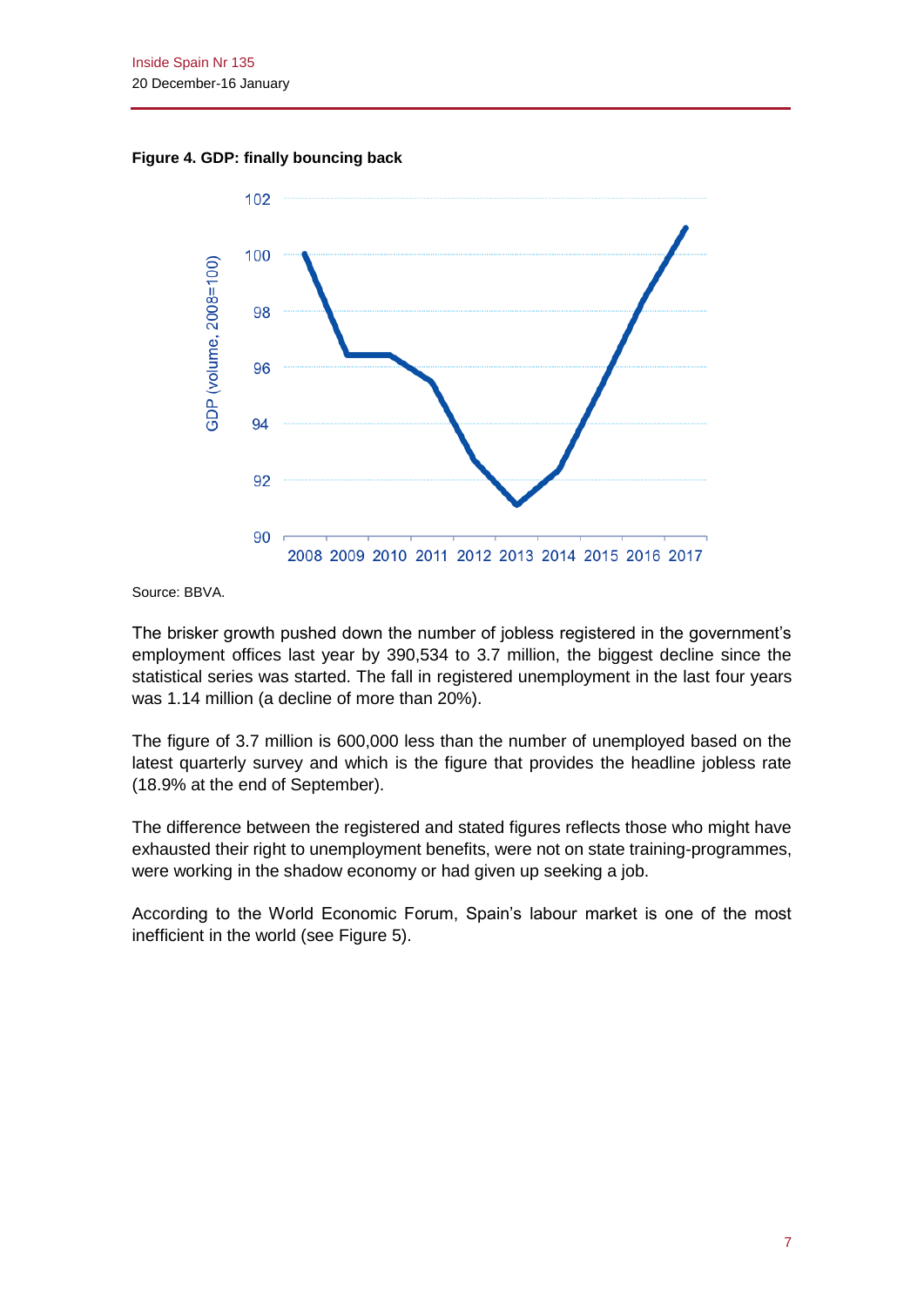**Figure 4. GDP: finally bouncing back**

Source: BBVA.

The brisker growth pushed down the number of jobless registered in the government's employment offices last year by 390,534 to 3.7 million, the biggest decline since the statistical series was started. The fall in registered unemployment in the last four years was 1.14 million (a decline of more than 20%).

The figure of 3.7 million is 600,000 less than the number of unemployed based on the latest quarterly survey and which is the figure that provides the headline jobless rate (18.9% at the end of September).

The difference between the registered and stated figures reflects those who might have exhausted their right to unemployment benefits, were not on state training-programmes, were working in the shadow economy or had given up seeking a job.

According to the World Economic Forum, Spain's labour market is one of the most inefficient in the world (see Figure 5).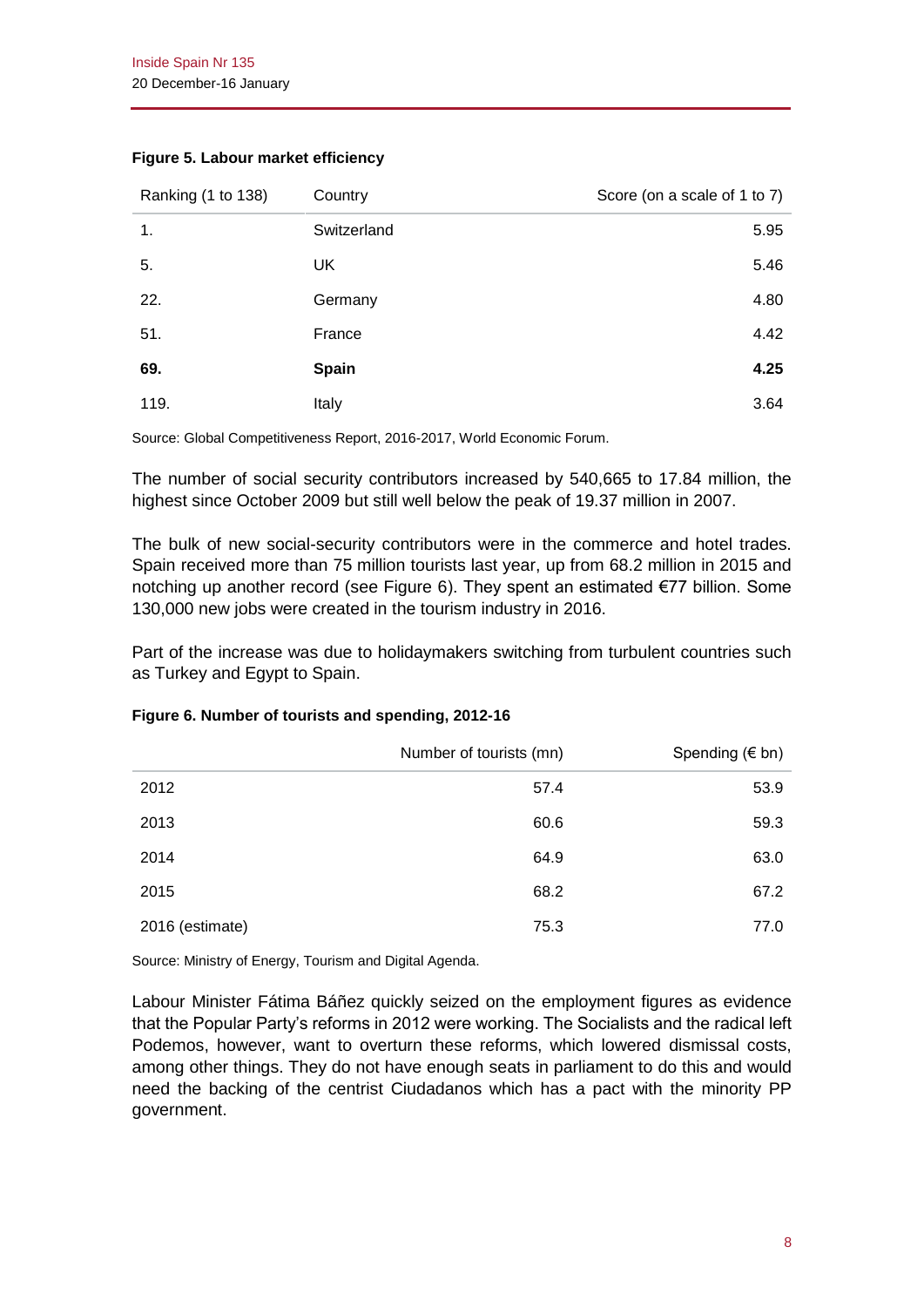**Figure 5. Labour market efficiency**

| Ranking (1 to 138) | Country | Score (on a scale of 1 to 7) |
|---|---|---|
| 1. | Switzerland | 5.95 |
| 5. | UK | 5.46 |
| 22. | Germany | 4.80 |
| 51. | France | 4.42 |
| **69.** | **Spain** | **4.25** |
| 119. | Italy | 3.64 |

Source: Global Competitiveness Report, 2016-2017, World Economic Forum.

The number of social security contributors increased by 540,665 to 17.84 million, the highest since October 2009 but still well below the peak of 19.37 million in 2007.

The bulk of new social-security contributors were in the commerce and hotel trades. Spain received more than 75 million tourists last year, up from 68.2 million in 2015 and notching up another record (see Figure 6). They spent an estimated €77 billion. Some 130,000 new jobs were created in the tourism industry in 2016.

Part of the increase was due to holidaymakers switching from turbulent countries such as Turkey and Egypt to Spain.

**Figure 6. Number of tourists and spending, 2012-16**

| | Number of tourists (mn) | Spending (€ bn) |
|---|---|---|
| 2012 | 57.4 | 53.9 |
| 2013 | 60.6 | 59.3 |
| 2014 | 64.9 | 63.0 |
| 2015 | 68.2 | 67.2 |
| 2016 (estimate) | 75.3 | 77.0 |

Source: Ministry of Energy, Tourism and Digital Agenda.

Labour Minister Fátima Báñez quickly seized on the employment figures as evidence that the Popular Party's reforms in 2012 were working. The Socialists and the radical left Podemos, however, want to overturn these reforms, which lowered dismissal costs, among other things. They do not have enough seats in parliament to do this and would need the backing of the centrist Ciudadanos which has a pact with the minority PP government.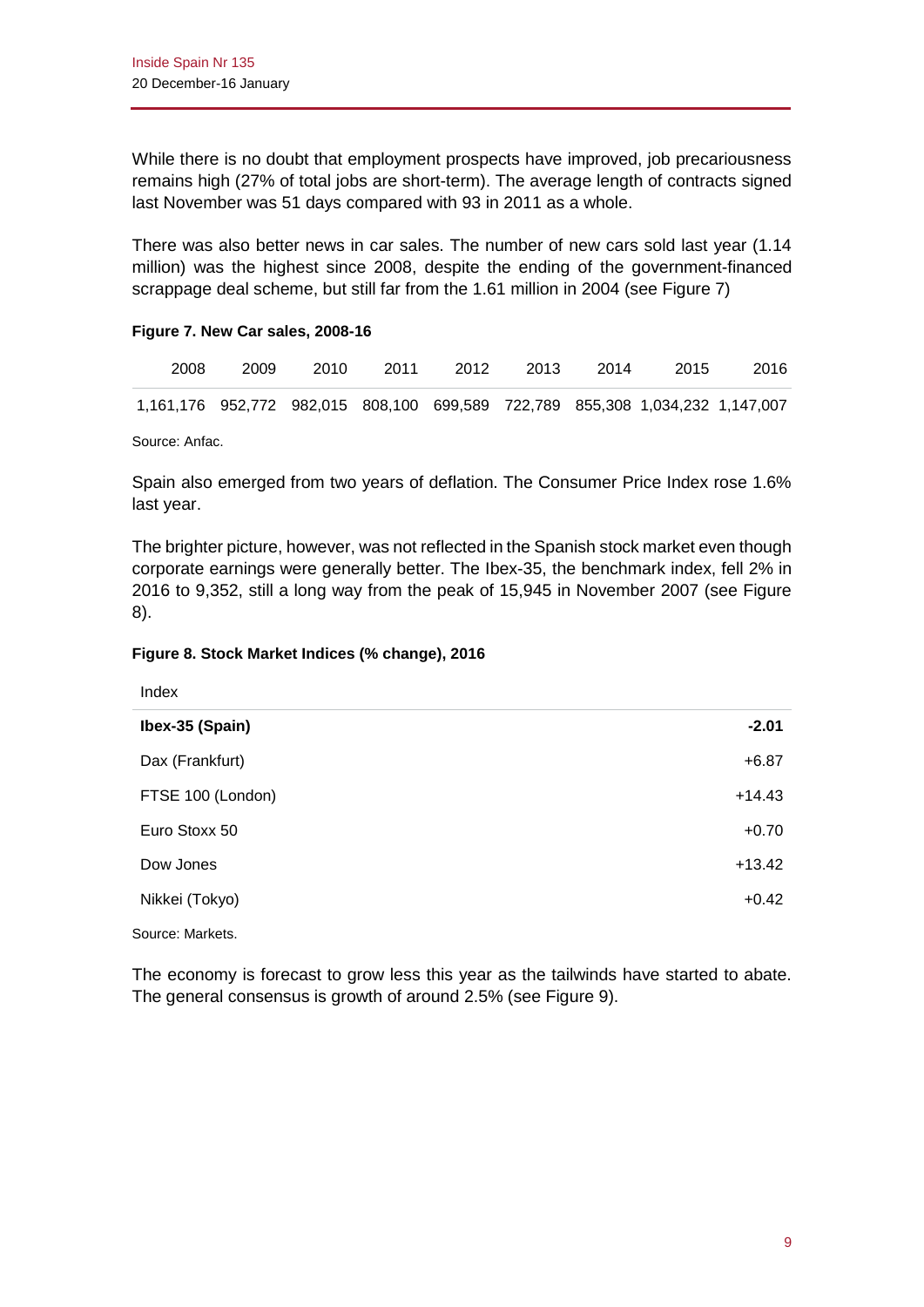While there is no doubt that employment prospects have improved, job precariousness remains high (27% of total jobs are short-term). The average length of contracts signed last November was 51 days compared with 93 in 2011 as a whole.

There was also better news in car sales. The number of new cars sold last year (1.14 million) was the highest since 2008, despite the ending of the government-financed scrappage deal scheme, but still far from the 1.61 million in 2004 (see Figure 7)

**Figure 7. New Car sales, 2008-16**

| 2008 | 2009 | 2010 | 2011 | 2012 | 2013 | 2014 | 2015 | 2016 |
|---|---|---|---|---|---|---|---|---|
| 1,161,176 | 952,772 | 982,015 | 808,100 | 699,589 | 722,789 | 855,308 | 1,034,232 | 1,147,007 |

Source: Anfac.

Spain also emerged from two years of deflation. The Consumer Price Index rose 1.6% last year.

The brighter picture, however, was not reflected in the Spanish stock market even though corporate earnings were generally better. The Ibex-35, the benchmark index, fell 2% in 2016 to 9,352, still a long way from the peak of 15,945 in November 2007 (see Figure 8).

**Figure 8. Stock Market Indices (% change), 2016**

| Index | |
|---|---|
| **Ibex-35 (Spain)** | **-2.01** |
| Dax (Frankfurt) | +6.87 |
| FTSE 100 (London) | +14.43 |
| Euro Stoxx 50 | +0.70 |
| Dow Jones | +13.42 |
| Nikkei (Tokyo) | +0.42 |

Source: Markets.

The economy is forecast to grow less this year as the tailwinds have started to abate. The general consensus is growth of around 2.5% (see Figure 9).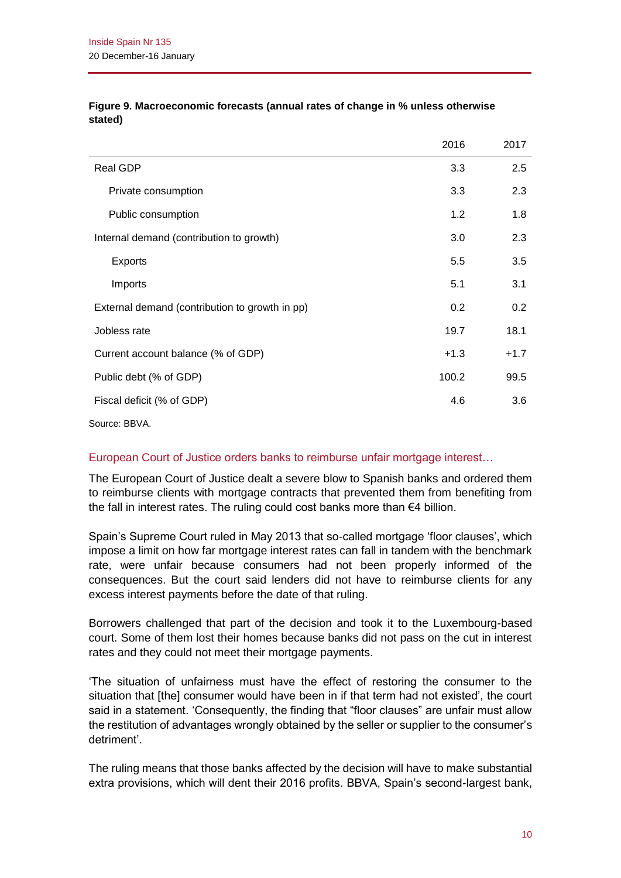**Figure 9. Macroeconomic forecasts (annual rates of change in % unless otherwise stated)**

| | 2016 | 2017 |
|---|---|---|
| Real GDP | 3.3 | 2.5 |
| Private consumption | 3.3 | 2.3 |
| Public consumption | 1.2 | 1.8 |
| Internal demand (contribution to growth) | 3.0 | 2.3 |
| Exports | 5.5 | 3.5 |
| Imports | 5.1 | 3.1 |
| External demand (contribution to growth in pp) | 0.2 | 0.2 |
| Jobless rate | 19.7 | 18.1 |
| Current account balance (% of GDP) | +1.3 | +1.7 |
| Public debt (% of GDP) | 100.2 | 99.5 |
| Fiscal deficit (% of GDP) | 4.6 | 3.6 |

Source: BBVA.

## European Court of Justice orders banks to reimburse unfair mortgage interest…

The European Court of Justice dealt a severe blow to Spanish banks and ordered them to reimburse clients with mortgage contracts that prevented them from benefiting from the fall in interest rates. The ruling could cost banks more than €4 billion.

Spain's Supreme Court ruled in May 2013 that so-called mortgage 'floor clauses', which impose a limit on how far mortgage interest rates can fall in tandem with the benchmark rate, were unfair because consumers had not been properly informed of the consequences. But the court said lenders did not have to reimburse clients for any excess interest payments before the date of that ruling.

Borrowers challenged that part of the decision and took it to the Luxembourg-based court. Some of them lost their homes because banks did not pass on the cut in interest rates and they could not meet their mortgage payments.

'The situation of unfairness must have the effect of restoring the consumer to the situation that [the] consumer would have been in if that term had not existed', the court said in a statement. 'Consequently, the finding that "floor clauses" are unfair must allow the restitution of advantages wrongly obtained by the seller or supplier to the consumer's detriment'.

The ruling means that those banks affected by the decision will have to make substantial extra provisions, which will dent their 2016 profits. BBVA, Spain's second-largest bank,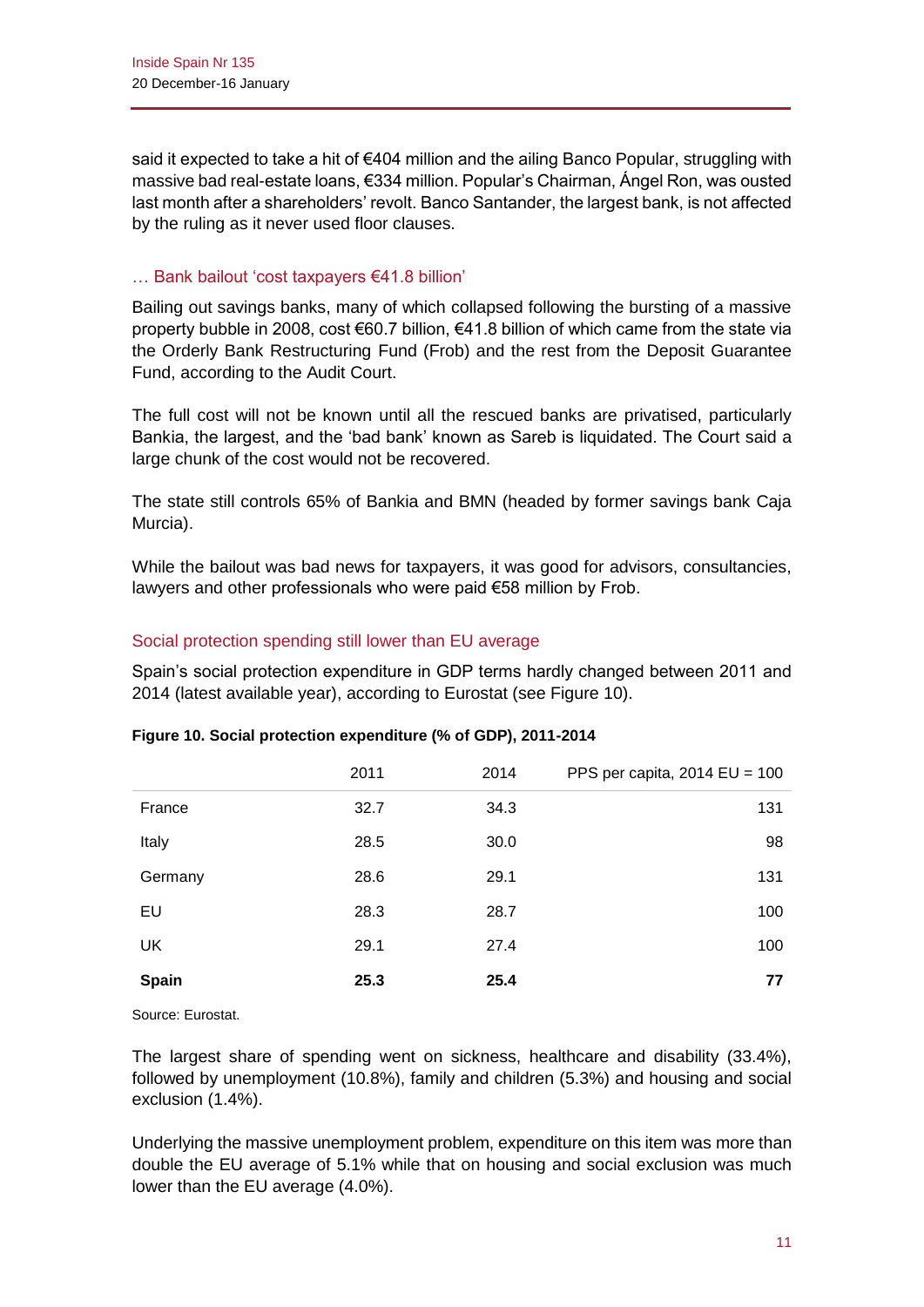said it expected to take a hit of €404 million and the ailing Banco Popular, struggling with massive bad real-estate loans, €334 million. Popular's Chairman, Ángel Ron, was ousted last month after a shareholders' revolt. Banco Santander, the largest bank, is not affected by the ruling as it never used floor clauses.

### … Bank bailout 'cost taxpayers €41.8 billion'

Bailing out savings banks, many of which collapsed following the bursting of a massive property bubble in 2008, cost €60.7 billion, €41.8 billion of which came from the state via the Orderly Bank Restructuring Fund (Frob) and the rest from the Deposit Guarantee Fund, according to the Audit Court.

The full cost will not be known until all the rescued banks are privatised, particularly Bankia, the largest, and the 'bad bank' known as Sareb is liquidated. The Court said a large chunk of the cost would not be recovered.

The state still controls 65% of Bankia and BMN (headed by former savings bank Caja Murcia).

While the bailout was bad news for taxpayers, it was good for advisors, consultancies, lawyers and other professionals who were paid €58 million by Frob.

### Social protection spending still lower than EU average

Spain's social protection expenditure in GDP terms hardly changed between 2011 and 2014 (latest available year), according to Eurostat (see Figure 10).

**Figure 10. Social protection expenditure (% of GDP), 2011-2014**

| | 2011 | 2014 | PPS per capita, 2014 EU = 100 |
|---|---|---|---|
| France | 32.7 | 34.3 | 131 |
| Italy | 28.5 | 30.0 | 98 |
| Germany | 28.6 | 29.1 | 131 |
| EU | 28.3 | 28.7 | 100 |
| UK | 29.1 | 27.4 | 100 |
| **Spain** | **25.3** | **25.4** | **77** |

Source: Eurostat.

The largest share of spending went on sickness, healthcare and disability (33.4%), followed by unemployment (10.8%), family and children (5.3%) and housing and social exclusion (1.4%).

Underlying the massive unemployment problem, expenditure on this item was more than double the EU average of 5.1% while that on housing and social exclusion was much lower than the EU average (4.0%).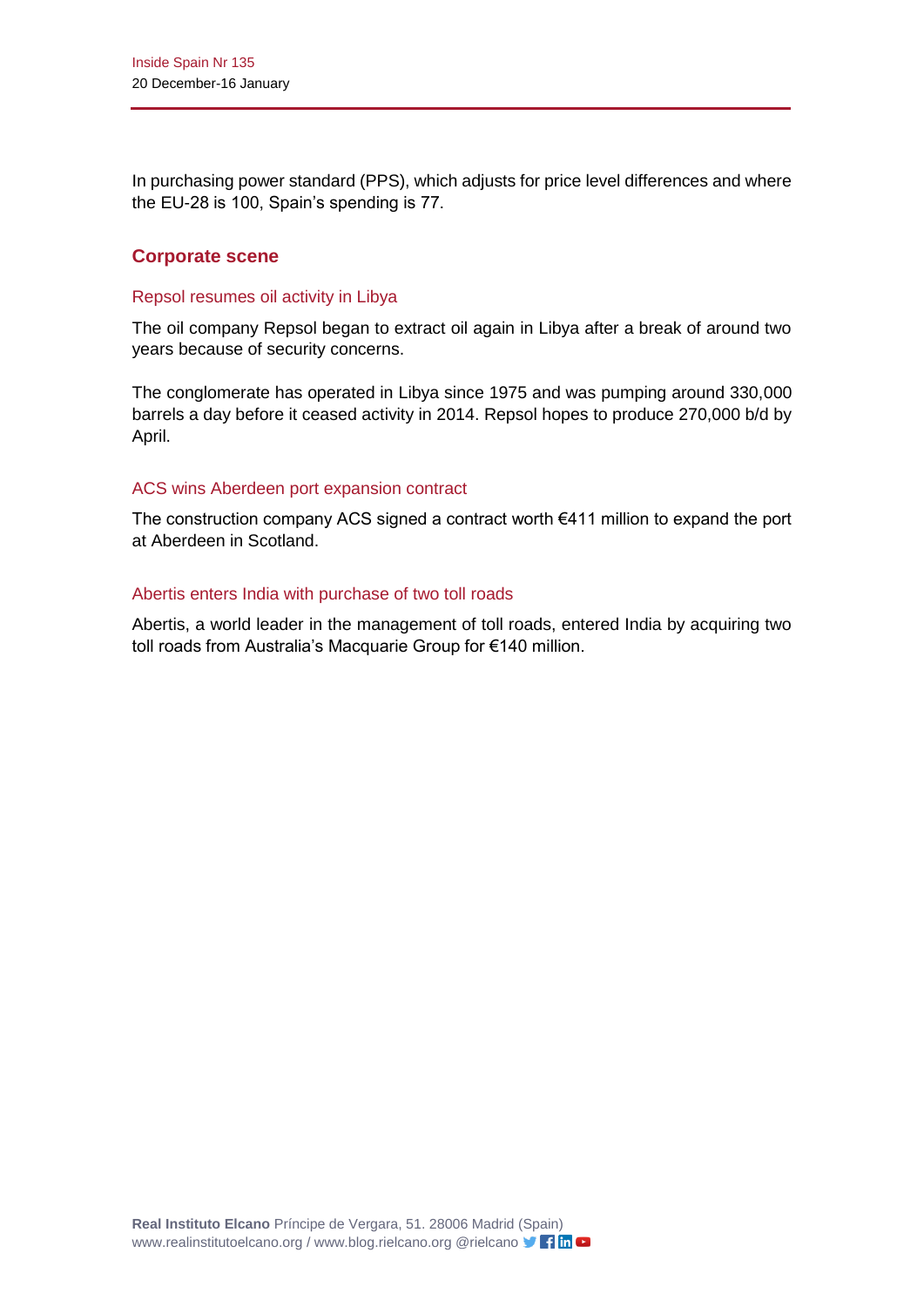In purchasing power standard (PPS), which adjusts for price level differences and where the EU-28 is 100, Spain's spending is 77.

## Corporate scene

### Repsol resumes oil activity in Libya

The oil company Repsol began to extract oil again in Libya after a break of around two years because of security concerns.

The conglomerate has operated in Libya since 1975 and was pumping around 330,000 barrels a day before it ceased activity in 2014. Repsol hopes to produce 270,000 b/d by April.

### ACS wins Aberdeen port expansion contract

The construction company ACS signed a contract worth €411 million to expand the port at Aberdeen in Scotland.

### Abertis enters India with purchase of two toll roads

Abertis, a world leader in the management of toll roads, entered India by acquiring two toll roads from Australia's Macquarie Group for €140 million.